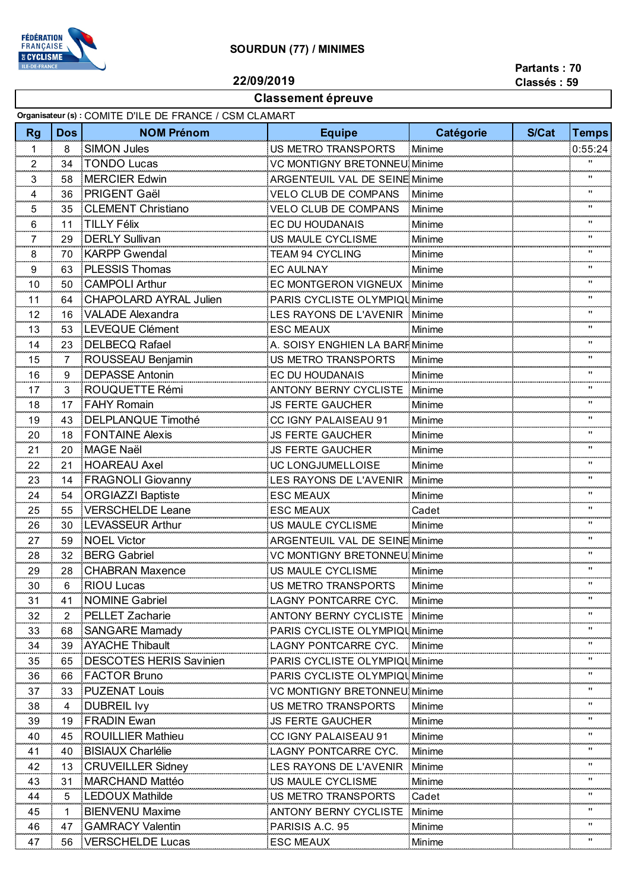SOURDUN (77) / MINIMES

22/09/2019

Partants : 70
Classés : 59

## Classement épreuve

**Organisateur (s) :** COMITE D'ILE DE FRANCE / CSM CLAMART

| Rg | Dos | NOM Prénom | Equipe | Catégorie | S/Cat | Temps |
|---|---|---|---|---|---|---|
| 1 | 8 | SIMON Jules | US METRO TRANSPORTS | Minime | | 0:55:24 |
| 2 | 34 | TONDO Lucas | VC MONTIGNY BRETONNEU | Minime | | " |
| 3 | 58 | MERCIER Edwin | ARGENTEUIL VAL DE SEINE | Minime | | " |
| 4 | 36 | PRIGENT Gaël | VELO CLUB DE COMPANS | Minime | | " |
| 5 | 35 | CLEMENT Christiano | VELO CLUB DE COMPANS | Minime | | " |
| 6 | 11 | TILLY Félix | EC DU HOUDANAIS | Minime | | " |
| 7 | 29 | DERLY Sullivan | US MAULE CYCLISME | Minime | | " |
| 8 | 70 | KARPP Gwendal | TEAM 94 CYCLING | Minime | | " |
| 9 | 63 | PLESSIS Thomas | EC AULNAY | Minime | | " |
| 10 | 50 | CAMPOLI Arthur | EC MONTGERON VIGNEUX | Minime | | " |
| 11 | 64 | CHAPOLARD AYRAL Julien | PARIS CYCLISTE OLYMPIQU | Minime | | " |
| 12 | 16 | VALADE Alexandra | LES RAYONS DE L'AVENIR | Minime | | " |
| 13 | 53 | LEVEQUE Clément | ESC MEAUX | Minime | | " |
| 14 | 23 | DELBECQ Rafael | A. SOISY ENGHIEN LA BARR | Minime | | " |
| 15 | 7 | ROUSSEAU Benjamin | US METRO TRANSPORTS | Minime | | " |
| 16 | 9 | DEPASSE Antonin | EC DU HOUDANAIS | Minime | | " |
| 17 | 3 | ROUQUETTE Rémi | ANTONY BERNY CYCLISTE | Minime | | " |
| 18 | 17 | FAHY Romain | JS FERTE GAUCHER | Minime | | " |
| 19 | 43 | DELPLANQUE Timothé | CC IGNY PALAISEAU 91 | Minime | | " |
| 20 | 18 | FONTAINE Alexis | JS FERTE GAUCHER | Minime | | " |
| 21 | 20 | MAGE Naël | JS FERTE GAUCHER | Minime | | " |
| 22 | 21 | HOAREAU Axel | UC LONGJUMELLOISE | Minime | | " |
| 23 | 14 | FRAGNOLI Giovanny | LES RAYONS DE L'AVENIR | Minime | | " |
| 24 | 54 | ORGIAZZI Baptiste | ESC MEAUX | Minime | | " |
| 25 | 55 | VERSCHELDE Leane | ESC MEAUX | Cadet | | " |
| 26 | 30 | LEVASSEUR Arthur | US MAULE CYCLISME | Minime | | " |
| 27 | 59 | NOEL Victor | ARGENTEUIL VAL DE SEINE | Minime | | " |
| 28 | 32 | BERG Gabriel | VC MONTIGNY BRETONNEU | Minime | | " |
| 29 | 28 | CHABRAN Maxence | US MAULE CYCLISME | Minime | | " |
| 30 | 6 | RIOU Lucas | US METRO TRANSPORTS | Minime | | " |
| 31 | 41 | NOMINE Gabriel | LAGNY PONTCARRE CYC. | Minime | | " |
| 32 | 2 | PELLET Zacharie | ANTONY BERNY CYCLISTE | Minime | | " |
| 33 | 68 | SANGARE Mamady | PARIS CYCLISTE OLYMPIQU | Minime | | " |
| 34 | 39 | AYACHE Thibault | LAGNY PONTCARRE CYC. | Minime | | " |
| 35 | 65 | DESCOTES HERIS Savinien | PARIS CYCLISTE OLYMPIQU | Minime | | " |
| 36 | 66 | FACTOR Bruno | PARIS CYCLISTE OLYMPIQU | Minime | | " |
| 37 | 33 | PUZENAT Louis | VC MONTIGNY BRETONNEU | Minime | | " |
| 38 | 4 | DUBREIL Ivy | US METRO TRANSPORTS | Minime | | " |
| 39 | 19 | FRADIN Ewan | JS FERTE GAUCHER | Minime | | " |
| 40 | 45 | ROUILLIER Mathieu | CC IGNY PALAISEAU 91 | Minime | | " |
| 41 | 40 | BISIAUX Charlélie | LAGNY PONTCARRE CYC. | Minime | | " |
| 42 | 13 | CRUVEILLER Sidney | LES RAYONS DE L'AVENIR | Minime | | " |
| 43 | 31 | MARCHAND Mattéo | US MAULE CYCLISME | Minime | | " |
| 44 | 5 | LEDOUX Mathilde | US METRO TRANSPORTS | Cadet | | " |
| 45 | 1 | BIENVENU Maxime | ANTONY BERNY CYCLISTE | Minime | | " |
| 46 | 47 | GAMRACY Valentin | PARISIS A.C. 95 | Minime | | " |
| 47 | 56 | VERSCHELDE Lucas | ESC MEAUX | Minime | | " |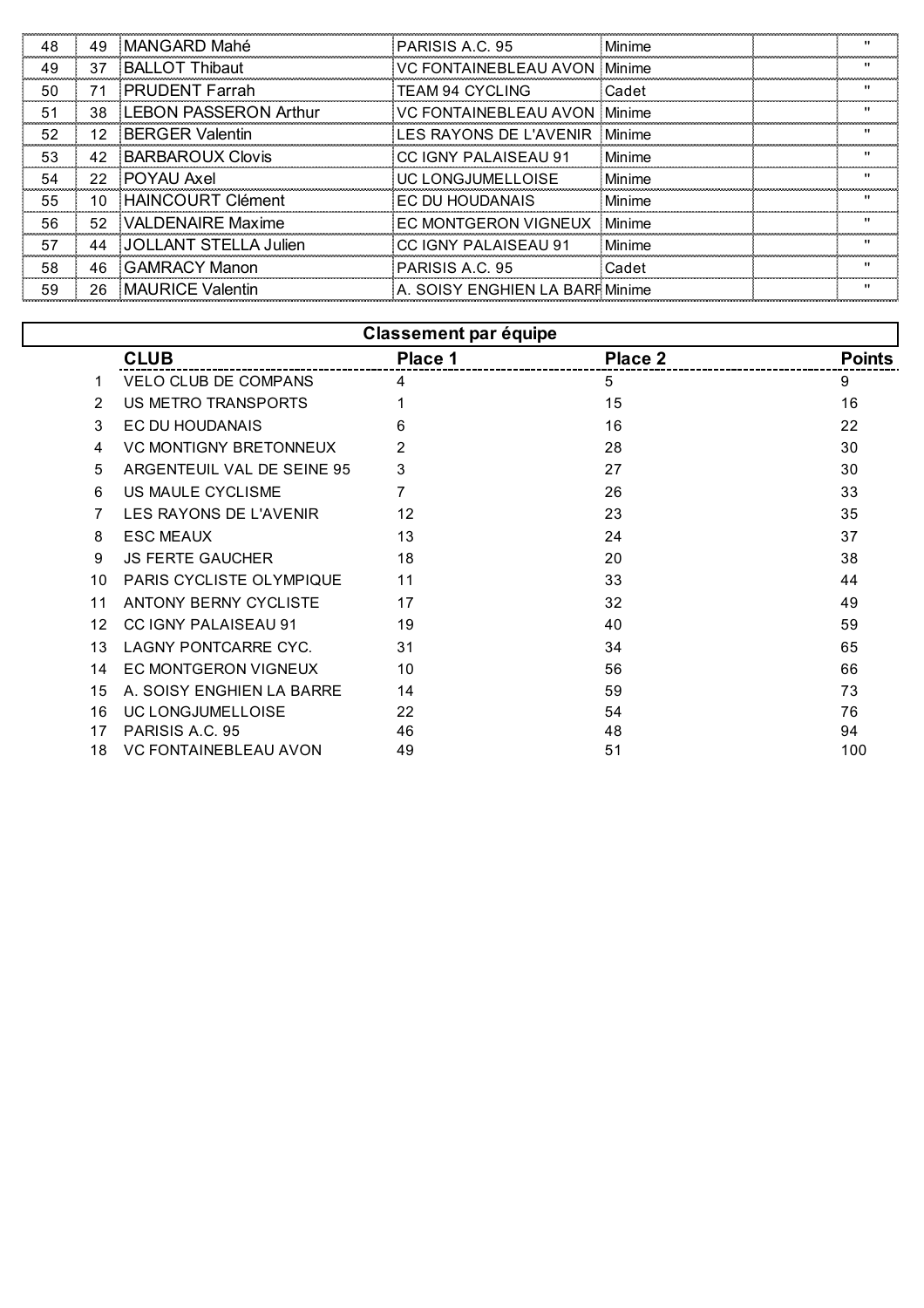| | | | | | | |
|---|---|---|---|---|---|---|
| 48 | 49 | MANGARD Mahé | PARISIS A.C. 95 | Minime | | " |
| 49 | 37 | BALLOT Thibaut | VC FONTAINEBLEAU AVON | Minime | | " |
| 50 | 71 | PRUDENT Farrah | TEAM 94 CYCLING | Cadet | | " |
| 51 | 38 | LEBON PASSERON Arthur | VC FONTAINEBLEAU AVON | Minime | | " |
| 52 | 12 | BERGER Valentin | LES RAYONS DE L'AVENIR | Minime | | " |
| 53 | 42 | BARBAROUX Clovis | CC IGNY PALAISEAU 91 | Minime | | " |
| 54 | 22 | POYAU Axel | UC LONGJUMELLOISE | Minime | | " |
| 55 | 10 | HAINCOURT Clément | EC DU HOUDANAIS | Minime | | " |
| 56 | 52 | VALDENAIRE Maxime | EC MONTGERON VIGNEUX | Minime | | " |
| 57 | 44 | JOLLANT STELLA Julien | CC IGNY PALAISEAU 91 | Minime | | " |
| 58 | 46 | GAMRACY Manon | PARISIS A.C. 95 | Cadet | | " |
| 59 | 26 | MAURICE Valentin | A. SOISY ENGHIEN LA BARR | Minime | | " |

## Classement par équipe

| | CLUB | Place 1 | Place 2 | Points |
|---|---|---|---|---|
| 1 | VELO CLUB DE COMPANS | 4 | 5 | 9 |
| 2 | US METRO TRANSPORTS | 1 | 15 | 16 |
| 3 | EC DU HOUDANAIS | 6 | 16 | 22 |
| 4 | VC MONTIGNY BRETONNEUX | 2 | 28 | 30 |
| 5 | ARGENTEUIL VAL DE SEINE 95 | 3 | 27 | 30 |
| 6 | US MAULE CYCLISME | 7 | 26 | 33 |
| 7 | LES RAYONS DE L'AVENIR | 12 | 23 | 35 |
| 8 | ESC MEAUX | 13 | 24 | 37 |
| 9 | JS FERTE GAUCHER | 18 | 20 | 38 |
| 10 | PARIS CYCLISTE OLYMPIQUE | 11 | 33 | 44 |
| 11 | ANTONY BERNY CYCLISTE | 17 | 32 | 49 |
| 12 | CC IGNY PALAISEAU 91 | 19 | 40 | 59 |
| 13 | LAGNY PONTCARRE CYC. | 31 | 34 | 65 |
| 14 | EC MONTGERON VIGNEUX | 10 | 56 | 66 |
| 15 | A. SOISY ENGHIEN LA BARRE | 14 | 59 | 73 |
| 16 | UC LONGJUMELLOISE | 22 | 54 | 76 |
| 17 | PARISIS A.C. 95 | 46 | 48 | 94 |
| 18 | VC FONTAINEBLEAU AVON | 49 | 51 | 100 |